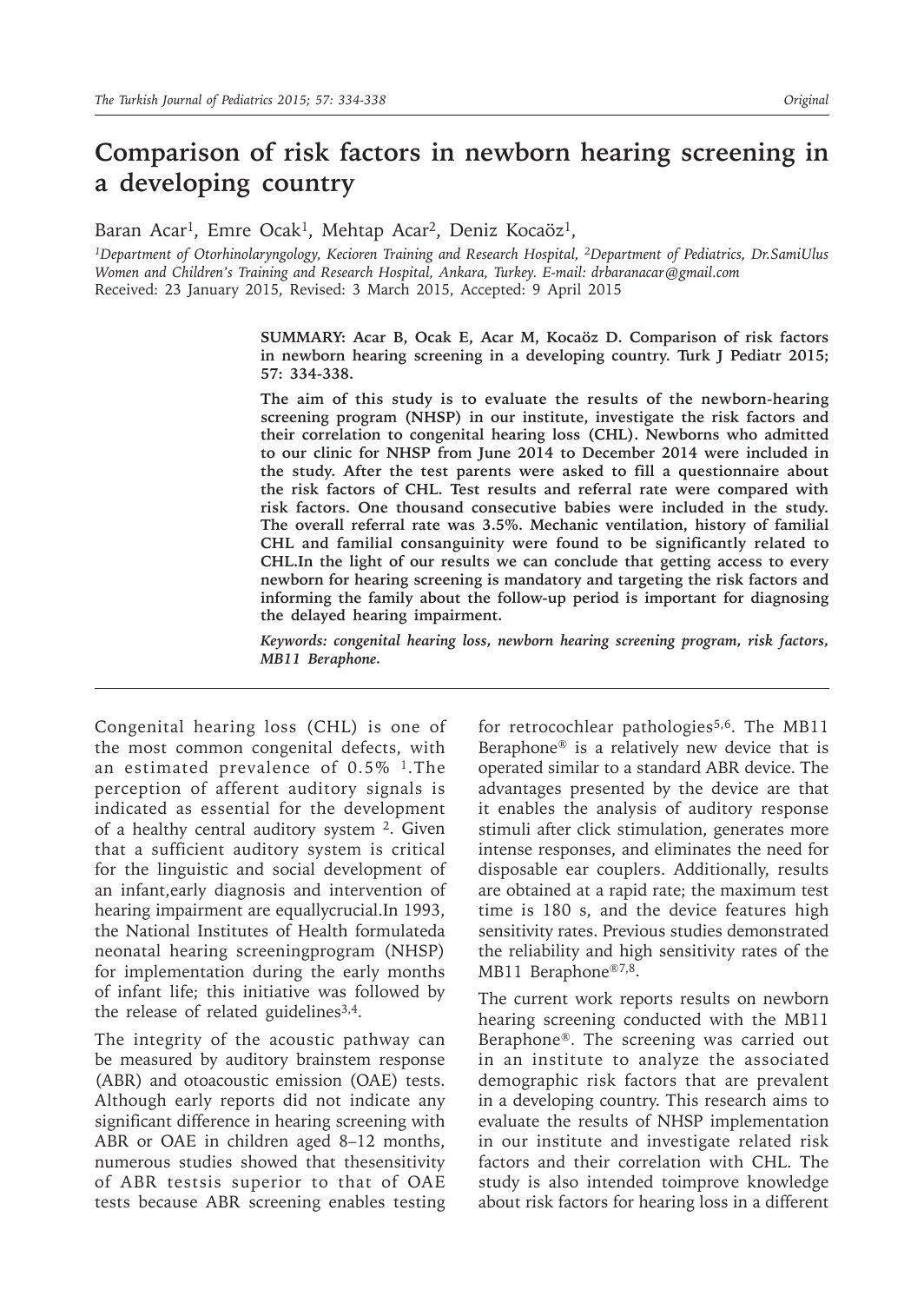# Comparison of risk factors in newborn hearing screening in a developing country

Baran Acar[1], Emre Ocak[1], Mehtap Acar[2], Deniz Kocaöz[1],

*[1]Department of Otorhinolaryngology, Kecioren Training and Research Hospital, [2]Department of Pediatrics, Dr.SamiUlus Women and Children's Training and Research Hospital, Ankara, Turkey. E-mail: drbaranacar@gmail.com*
Received: 23 January 2015, Revised: 3 March 2015, Accepted: 9 April 2015

**SUMMARY: Acar B, Ocak E, Acar M, Kocaöz D. Comparison of risk factors in newborn hearing screening in a developing country. Turk J Pediatr 2015; 57: 334-338.**

**The aim of this study is to evaluate the results of the newborn-hearing screening program (NHSP) in our institute, investigate the risk factors and their correlation to congenital hearing loss (CHL). Newborns who admitted to our clinic for NHSP from June 2014 to December 2014 were included in the study. After the test parents were asked to fill a questionnaire about the risk factors of CHL. Test results and referral rate were compared with risk factors. One thousand consecutive babies were included in the study. The overall referral rate was 3.5%. Mechanic ventilation, history of familial CHL and familial consanguinity were found to be significantly related to CHL.In the light of our results we can conclude that getting access to every newborn for hearing screening is mandatory and targeting the risk factors and informing the family about the follow-up period is important for diagnosing the delayed hearing impairment.**

***Keywords: congenital hearing loss, newborn hearing screening program, risk factors, MB11 Beraphone.***

Congenital hearing loss (CHL) is one of the most common congenital defects, with an estimated prevalence of 0.5% [1].The perception of afferent auditory signals is indicated as essential for the development of a healthy central auditory system [2]. Given that a sufficient auditory system is critical for the linguistic and social development of an infant,early diagnosis and intervention of hearing impairment are equallycrucial.In 1993, the National Institutes of Health formulateda neonatal hearing screeningprogram (NHSP) for implementation during the early months of infant life; this initiative was followed by the release of related guidelines[3,4].

The integrity of the acoustic pathway can be measured by auditory brainstem response (ABR) and otoacoustic emission (OAE) tests. Although early reports did not indicate any significant difference in hearing screening with ABR or OAE in children aged 8–12 months, numerous studies showed that thesensitivity of ABR testsis superior to that of OAE tests because ABR screening enables testing for retrocochlear pathologies[5,6]. The MB11 Beraphone® is a relatively new device that is operated similar to a standard ABR device. The advantages presented by the device are that it enables the analysis of auditory response stimuli after click stimulation, generates more intense responses, and eliminates the need for disposable ear couplers. Additionally, results are obtained at a rapid rate; the maximum test time is 180 s, and the device features high sensitivity rates. Previous studies demonstrated the reliability and high sensitivity rates of the MB11 Beraphone®[7,8].

The current work reports results on newborn hearing screening conducted with the MB11 Beraphone®. The screening was carried out in an institute to analyze the associated demographic risk factors that are prevalent in a developing country. This research aims to evaluate the results of NHSP implementation in our institute and investigate related risk factors and their correlation with CHL. The study is also intended toimprove knowledge about risk factors for hearing loss in a different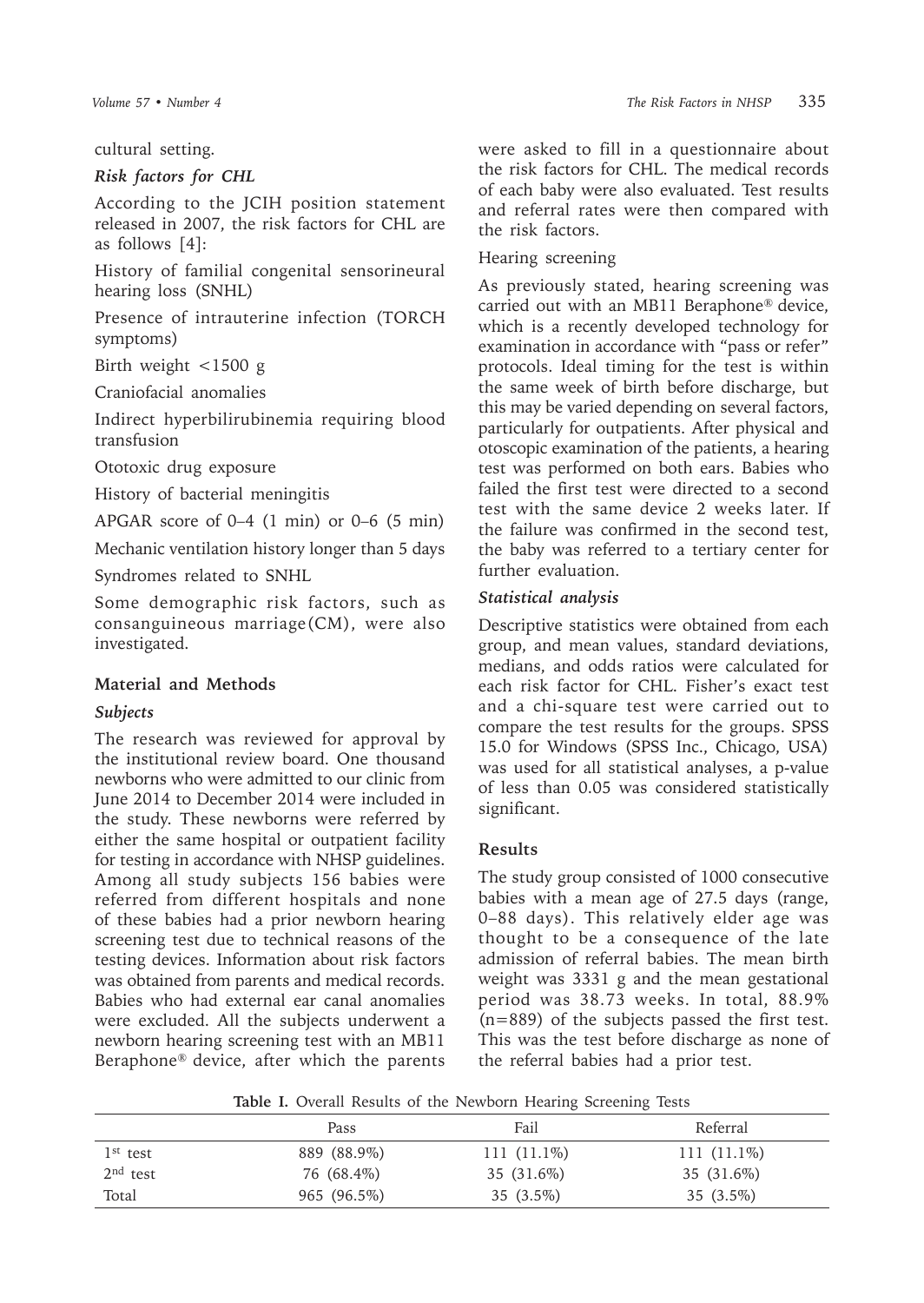cultural setting.

### *Risk factors for CHL*

According to the JCIH position statement released in 2007, the risk factors for CHL are as follows [4]:

History of familial congenital sensorineural hearing loss (SNHL)

Presence of intrauterine infection (TORCH symptoms)

Birth weight <1500 g

Craniofacial anomalies

Indirect hyperbilirubinemia requiring blood transfusion

Ototoxic drug exposure

History of bacterial meningitis

APGAR score of 0–4 (1 min) or 0–6 (5 min)

Mechanic ventilation history longer than 5 days

Syndromes related to SNHL

Some demographic risk factors, such as consanguineous marriage(CM), were also investigated.

## Material and Methods

### *Subjects*

The research was reviewed for approval by the institutional review board. One thousand newborns who were admitted to our clinic from June 2014 to December 2014 were included in the study. These newborns were referred by either the same hospital or outpatient facility for testing in accordance with NHSP guidelines. Among all study subjects 156 babies were referred from different hospitals and none of these babies had a prior newborn hearing screening test due to technical reasons of the testing devices. Information about risk factors was obtained from parents and medical records. Babies who had external ear canal anomalies were excluded. All the subjects underwent a newborn hearing screening test with an MB11 Beraphone® device, after which the parents were asked to fill in a questionnaire about the risk factors for CHL. The medical records of each baby were also evaluated. Test results and referral rates were then compared with the risk factors.

Hearing screening

As previously stated, hearing screening was carried out with an MB11 Beraphone® device, which is a recently developed technology for examination in accordance with "pass or refer" protocols. Ideal timing for the test is within the same week of birth before discharge, but this may be varied depending on several factors, particularly for outpatients. After physical and otoscopic examination of the patients, a hearing test was performed on both ears. Babies who failed the first test were directed to a second test with the same device 2 weeks later. If the failure was confirmed in the second test, the baby was referred to a tertiary center for further evaluation.

### *Statistical analysis*

Descriptive statistics were obtained from each group, and mean values, standard deviations, medians, and odds ratios were calculated for each risk factor for CHL. Fisher's exact test and a chi-square test were carried out to compare the test results for the groups. SPSS 15.0 for Windows (SPSS Inc., Chicago, USA) was used for all statistical analyses, a p-value of less than 0.05 was considered statistically significant.

## Results

The study group consisted of 1000 consecutive babies with a mean age of 27.5 days (range, 0–88 days). This relatively elder age was thought to be a consequence of the late admission of referral babies. The mean birth weight was 3331 g and the mean gestational period was 38.73 weeks. In total, 88.9% (n=889) of the subjects passed the first test. This was the test before discharge as none of the referral babies had a prior test.

**Table I.** Overall Results of the Newborn Hearing Screening Tests

| | Pass | Fail | Referral |
|---|---|---|---|
| 1st test | 889 (88.9%) | 111 (11.1%) | 111 (11.1%) |
| 2nd test | 76 (68.4%) | 35 (31.6%) | 35 (31.6%) |
| Total | 965 (96.5%) | 35 (3.5%) | 35 (3.5%) |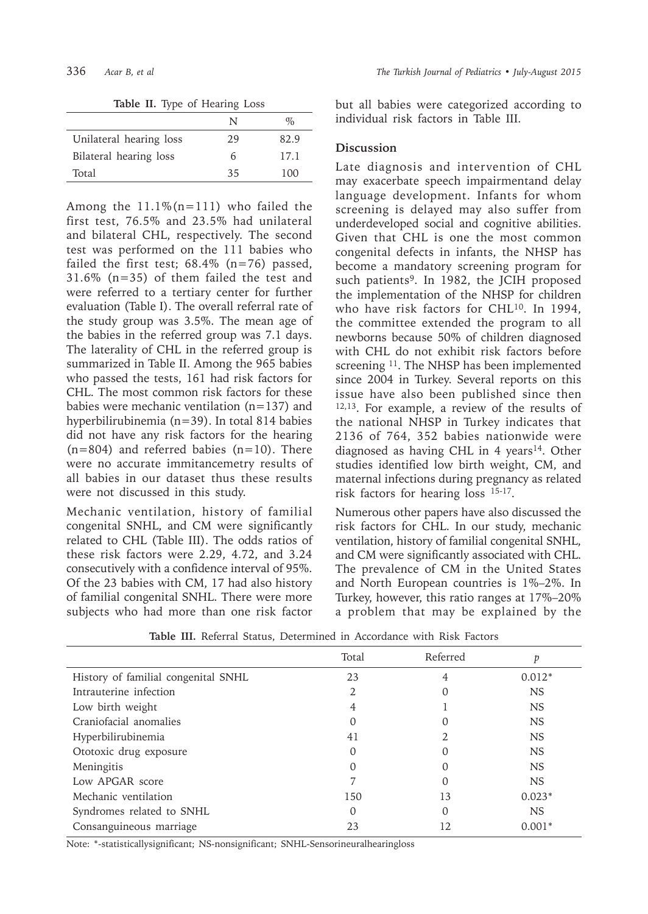**Table II.** Type of Hearing Loss

| | N | % |
|---|---|---|
| Unilateral hearing loss | 29 | 82.9 |
| Bilateral hearing loss | 6 | 17.1 |
| Total | 35 | 100 |

Among the 11.1%(n=111) who failed the first test, 76.5% and 23.5% had unilateral and bilateral CHL, respectively. The second test was performed on the 111 babies who failed the first test; 68.4% (n=76) passed, 31.6% (n=35) of them failed the test and were referred to a tertiary center for further evaluation (Table I). The overall referral rate of the study group was 3.5%. The mean age of the babies in the referred group was 7.1 days. The laterality of CHL in the referred group is summarized in Table II. Among the 965 babies who passed the tests, 161 had risk factors for CHL. The most common risk factors for these babies were mechanic ventilation (n=137) and hyperbilirubinemia (n=39). In total 814 babies did not have any risk factors for the hearing (n=804) and referred babies (n=10). There were no accurate immitancemetry results of all babies in our dataset thus these results were not discussed in this study.

Mechanic ventilation, history of familial congenital SNHL, and CM were significantly related to CHL (Table III). The odds ratios of these risk factors were 2.29, 4.72, and 3.24 consecutively with a confidence interval of 95%. Of the 23 babies with CM, 17 had also history of familial congenital SNHL. There were more subjects who had more than one risk factor but all babies were categorized according to individual risk factors in Table III.

## Discussion

Late diagnosis and intervention of CHL may exacerbate speech impairmentand delay language development. Infants for whom screening is delayed may also suffer from underdeveloped social and cognitive abilities. Given that CHL is one the most common congenital defects in infants, the NHSP has become a mandatory screening program for such patients[9]. In 1982, the JCIH proposed the implementation of the NHSP for children who have risk factors for CHL[10]. In 1994, the committee extended the program to all newborns because 50% of children diagnosed with CHL do not exhibit risk factors before screening [11]. The NHSP has been implemented since 2004 in Turkey. Several reports on this issue have also been published since then [12,13]. For example, a review of the results of the national NHSP in Turkey indicates that 2136 of 764, 352 babies nationwide were diagnosed as having CHL in 4 years[14]. Other studies identified low birth weight, CM, and maternal infections during pregnancy as related risk factors for hearing loss [15-17].

Numerous other papers have also discussed the risk factors for CHL. In our study, mechanic ventilation, history of familial congenital SNHL, and CM were significantly associated with CHL. The prevalence of CM in the United States and North European countries is 1%–2%. In Turkey, however, this ratio ranges at 17%–20% a problem that may be explained by the

**Table III.** Referral Status, Determined in Accordance with Risk Factors

| | Total | Referred | *p* |
|---|---|---|---|
| History of familial congenital SNHL | 23 | 4 | 0.012* |
| Intrauterine infection | 2 | 0 | NS |
| Low birth weight | 4 | 1 | NS |
| Craniofacial anomalies | 0 | 0 | NS |
| Hyperbilirubinemia | 41 | 2 | NS |
| Ototoxic drug exposure | 0 | 0 | NS |
| Meningitis | 0 | 0 | NS |
| Low APGAR score | 7 | 0 | NS |
| Mechanic ventilation | 150 | 13 | 0.023* |
| Syndromes related to SNHL | 0 | 0 | NS |
| Consanguineous marriage | 23 | 12 | 0.001* |

Note: *-statisticallysignificant; NS-nonsignificant; SNHL-Sensorineuralhearingloss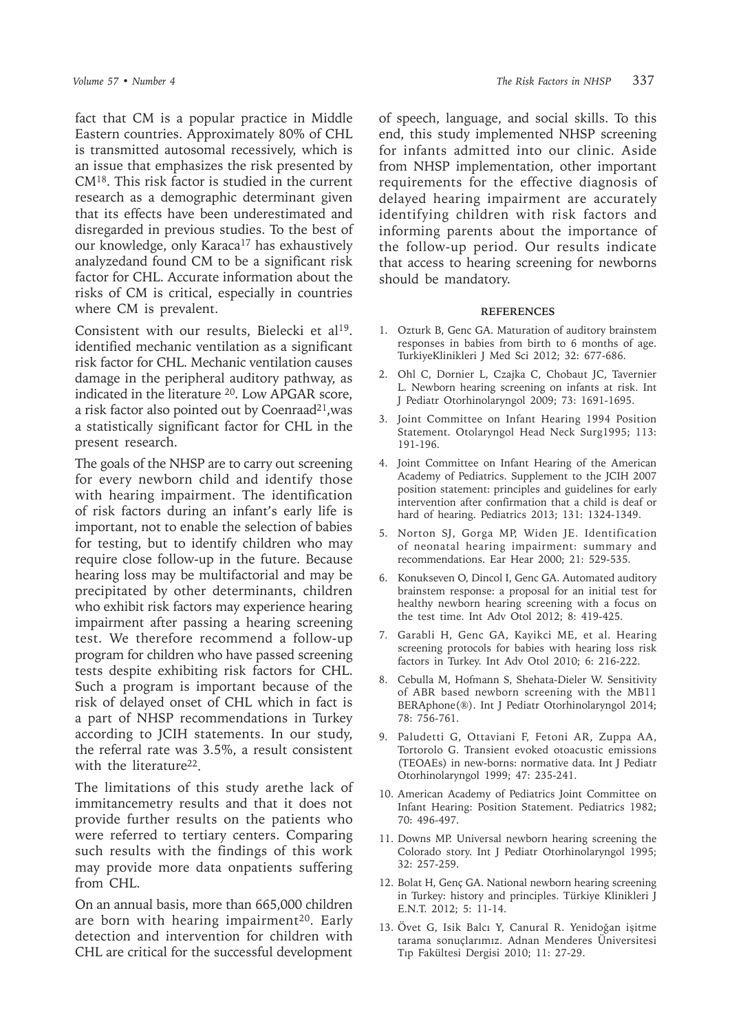fact that CM is a popular practice in Middle Eastern countries. Approximately 80% of CHL is transmitted autosomal recessively, which is an issue that emphasizes the risk presented by CM[18]. This risk factor is studied in the current research as a demographic determinant given that its effects have been underestimated and disregarded in previous studies. To the best of our knowledge, only Karaca[17] has exhaustively analyzedand found CM to be a significant risk factor for CHL. Accurate information about the risks of CM is critical, especially in countries where CM is prevalent.

Consistent with our results, Bielecki et al[19]. identified mechanic ventilation as a significant risk factor for CHL. Mechanic ventilation causes damage in the peripheral auditory pathway, as indicated in the literature [20]. Low APGAR score, a risk factor also pointed out by Coenraad[21],was a statistically significant factor for CHL in the present research.

The goals of the NHSP are to carry out screening for every newborn child and identify those with hearing impairment. The identification of risk factors during an infant's early life is important, not to enable the selection of babies for testing, but to identify children who may require close follow-up in the future. Because hearing loss may be multifactorial and may be precipitated by other determinants, children who exhibit risk factors may experience hearing impairment after passing a hearing screening test. We therefore recommend a follow-up program for children who have passed screening tests despite exhibiting risk factors for CHL. Such a program is important because of the risk of delayed onset of CHL which in fact is a part of NHSP recommendations in Turkey according to JCIH statements. In our study, the referral rate was 3.5%, a result consistent with the literature[22].

The limitations of this study arethe lack of immitancemetry results and that it does not provide further results on the patients who were referred to tertiary centers. Comparing such results with the findings of this work may provide more data onpatients suffering from CHL.

On an annual basis, more than 665,000 children are born with hearing impairment[20]. Early detection and intervention for children with CHL are critical for the successful development of speech, language, and social skills. To this end, this study implemented NHSP screening for infants admitted into our clinic. Aside from NHSP implementation, other important requirements for the effective diagnosis of delayed hearing impairment are accurately identifying children with risk factors and informing parents about the importance of the follow-up period. Our results indicate that access to hearing screening for newborns should be mandatory.

## REFERENCES

1. Ozturk B, Genc GA. Maturation of auditory brainstem responses in babies from birth to 6 months of age. TurkiyeKlinikleri J Med Sci 2012; 32: 677-686.
2. Ohl C, Dornier L, Czajka C, Chobaut JC, Tavernier L. Newborn hearing screening on infants at risk. Int J Pediatr Otorhinolaryngol 2009; 73: 1691-1695.
3. Joint Committee on Infant Hearing 1994 Position Statement. Otolaryngol Head Neck Surg1995; 113: 191-196.
4. Joint Committee on Infant Hearing of the American Academy of Pediatrics. Supplement to the JCIH 2007 position statement: principles and guidelines for early intervention after confirmation that a child is deaf or hard of hearing. Pediatrics 2013; 131: 1324-1349.
5. Norton SJ, Gorga MP, Widen JE. Identification of neonatal hearing impairment: summary and recommendations. Ear Hear 2000; 21: 529-535.
6. Konukseven O, Dincol I, Genc GA. Automated auditory brainstem response: a proposal for an initial test for healthy newborn hearing screening with a focus on the test time. Int Adv Otol 2012; 8: 419-425.
7. Garabli H, Genc GA, Kayikci ME, et al. Hearing screening protocols for babies with hearing loss risk factors in Turkey. Int Adv Otol 2010; 6: 216-222.
8. Cebulla M, Hofmann S, Shehata-Dieler W. Sensitivity of ABR based newborn screening with the MB11 BERAphone(®). Int J Pediatr Otorhinolaryngol 2014; 78: 756-761.
9. Paludetti G, Ottaviani F, Fetoni AR, Zuppa AA, Tortorolo G. Transient evoked otoacustic emissions (TEOAEs) in new-borns: normative data. Int J Pediatr Otorhinolaryngol 1999; 47: 235-241.
10. American Academy of Pediatrics Joint Committee on Infant Hearing: Position Statement. Pediatrics 1982; 70: 496-497.
11. Downs MP. Universal newborn hearing screening the Colorado story. Int J Pediatr Otorhinolaryngol 1995; 32: 257-259.
12. Bolat H, Genç GA. National newborn hearing screening in Turkey: history and principles. Türkiye Klinikleri J E.N.T. 2012; 5: 11-14.
13. Övet G, Isik Balcı Y, Canural R. Yenidoğan işitme tarama sonuçlarımız. Adnan Menderes Üniversitesi Tıp Fakültesi Dergisi 2010; 11: 27-29.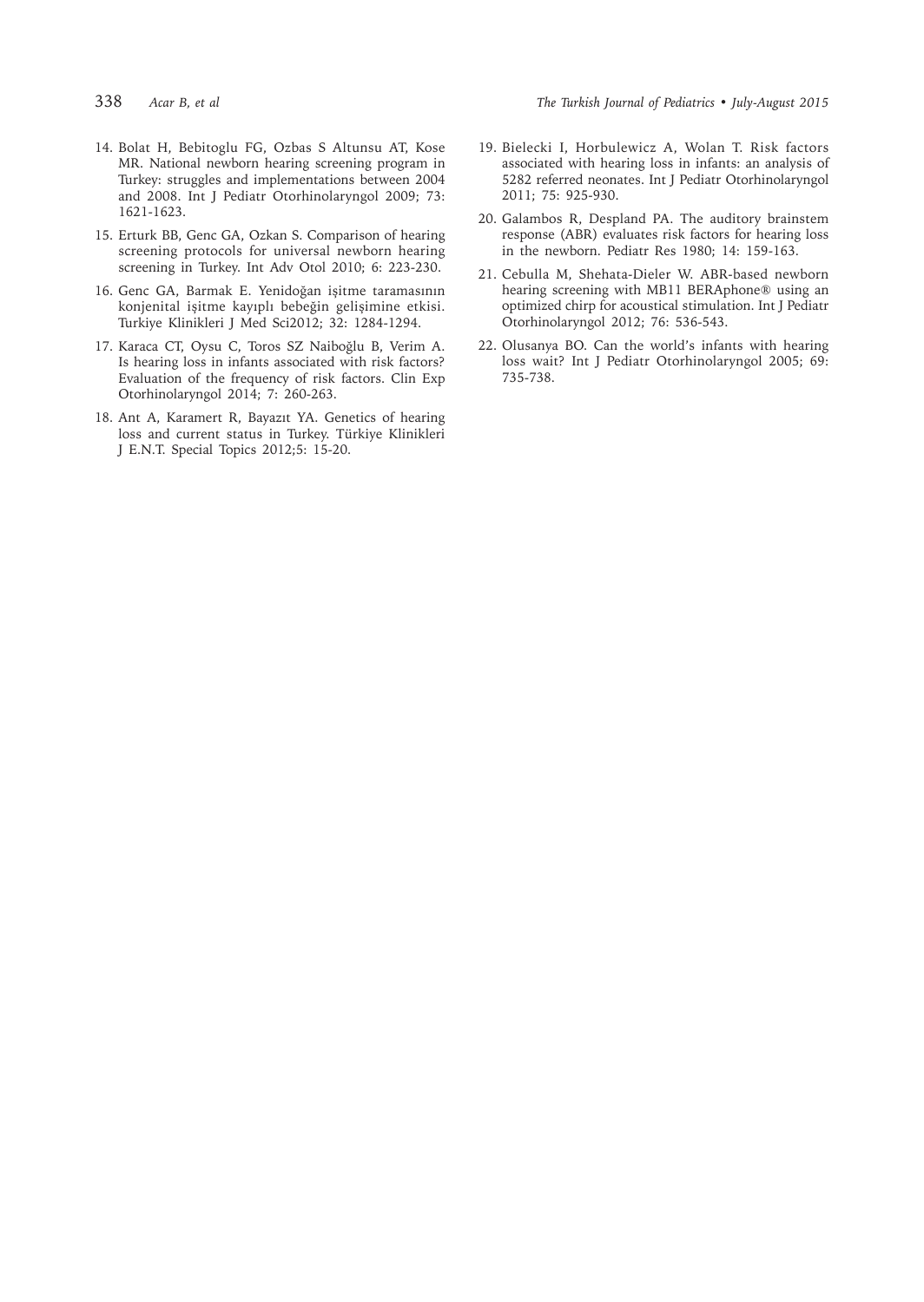14. Bolat H, Bebitoglu FG, Ozbas S Altunsu AT, Kose MR. National newborn hearing screening program in Turkey: struggles and implementations between 2004 and 2008. Int J Pediatr Otorhinolaryngol 2009; 73: 1621-1623.
15. Erturk BB, Genc GA, Ozkan S. Comparison of hearing screening protocols for universal newborn hearing screening in Turkey. Int Adv Otol 2010; 6: 223-230.
16. Genc GA, Barmak E. Yenidoğan işitme taramasının konjenital işitme kayıplı bebeğin gelişimine etkisi. Turkiye Klinikleri J Med Sci2012; 32: 1284-1294.
17. Karaca CT, Oysu C, Toros SZ Naiboğlu B, Verim A. Is hearing loss in infants associated with risk factors? Evaluation of the frequency of risk factors. Clin Exp Otorhinolaryngol 2014; 7: 260-263.
18. Ant A, Karamert R, Bayazıt YA. Genetics of hearing loss and current status in Turkey. Türkiye Klinikleri J E.N.T. Special Topics 2012;5: 15-20.
19. Bielecki I, Horbulewicz A, Wolan T. Risk factors associated with hearing loss in infants: an analysis of 5282 referred neonates. Int J Pediatr Otorhinolaryngol 2011; 75: 925-930.
20. Galambos R, Despland PA. The auditory brainstem response (ABR) evaluates risk factors for hearing loss in the newborn. Pediatr Res 1980; 14: 159-163.
21. Cebulla M, Shehata-Dieler W. ABR-based newborn hearing screening with MB11 BERAphone® using an optimized chirp for acoustical stimulation. Int J Pediatr Otorhinolaryngol 2012; 76: 536-543.
22. Olusanya BO. Can the world's infants with hearing loss wait? Int J Pediatr Otorhinolaryngol 2005; 69: 735-738.